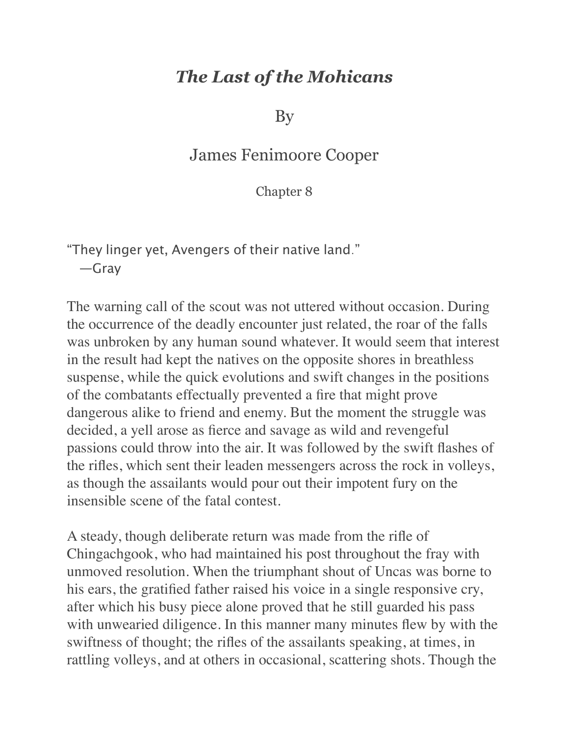# *The Last of the Mohicans*

By

James Fenimoore Cooper

Chapter 8

"They linger yet, Avengers of their native land."
—Gray

The warning call of the scout was not uttered without occasion. During the occurrence of the deadly encounter just related, the roar of the falls was unbroken by any human sound whatever. It would seem that interest in the result had kept the natives on the opposite shores in breathless suspense, while the quick evolutions and swift changes in the positions of the combatants effectually prevented a fire that might prove dangerous alike to friend and enemy. But the moment the struggle was decided, a yell arose as fierce and savage as wild and revengeful passions could throw into the air. It was followed by the swift flashes of the rifles, which sent their leaden messengers across the rock in volleys, as though the assailants would pour out their impotent fury on the insensible scene of the fatal contest.

A steady, though deliberate return was made from the rifle of Chingachgook, who had maintained his post throughout the fray with unmoved resolution. When the triumphant shout of Uncas was borne to his ears, the gratified father raised his voice in a single responsive cry, after which his busy piece alone proved that he still guarded his pass with unwearied diligence. In this manner many minutes flew by with the swiftness of thought; the rifles of the assailants speaking, at times, in rattling volleys, and at others in occasional, scattering shots. Though the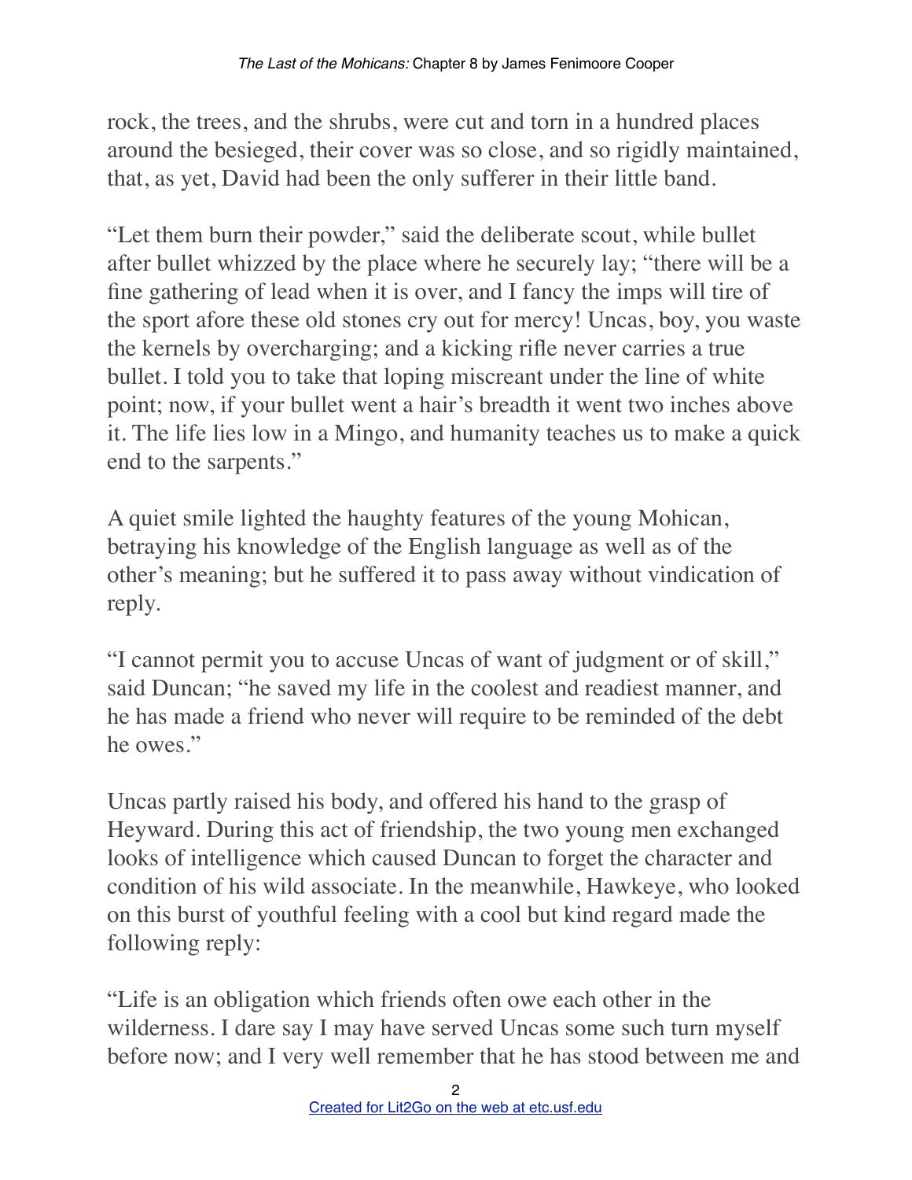rock, the trees, and the shrubs, were cut and torn in a hundred places around the besieged, their cover was so close, and so rigidly maintained, that, as yet, David had been the only sufferer in their little band.

"Let them burn their powder," said the deliberate scout, while bullet after bullet whizzed by the place where he securely lay; "there will be a fine gathering of lead when it is over, and I fancy the imps will tire of the sport afore these old stones cry out for mercy! Uncas, boy, you waste the kernels by overcharging; and a kicking rifle never carries a true bullet. I told you to take that loping miscreant under the line of white point; now, if your bullet went a hair's breadth it went two inches above it. The life lies low in a Mingo, and humanity teaches us to make a quick end to the sarpents."

A quiet smile lighted the haughty features of the young Mohican, betraying his knowledge of the English language as well as of the other's meaning; but he suffered it to pass away without vindication of reply.

"I cannot permit you to accuse Uncas of want of judgment or of skill," said Duncan; "he saved my life in the coolest and readiest manner, and he has made a friend who never will require to be reminded of the debt he owes."

Uncas partly raised his body, and offered his hand to the grasp of Heyward. During this act of friendship, the two young men exchanged looks of intelligence which caused Duncan to forget the character and condition of his wild associate. In the meanwhile, Hawkeye, who looked on this burst of youthful feeling with a cool but kind regard made the following reply:

"Life is an obligation which friends often owe each other in the wilderness. I dare say I may have served Uncas some such turn myself before now; and I very well remember that he has stood between me and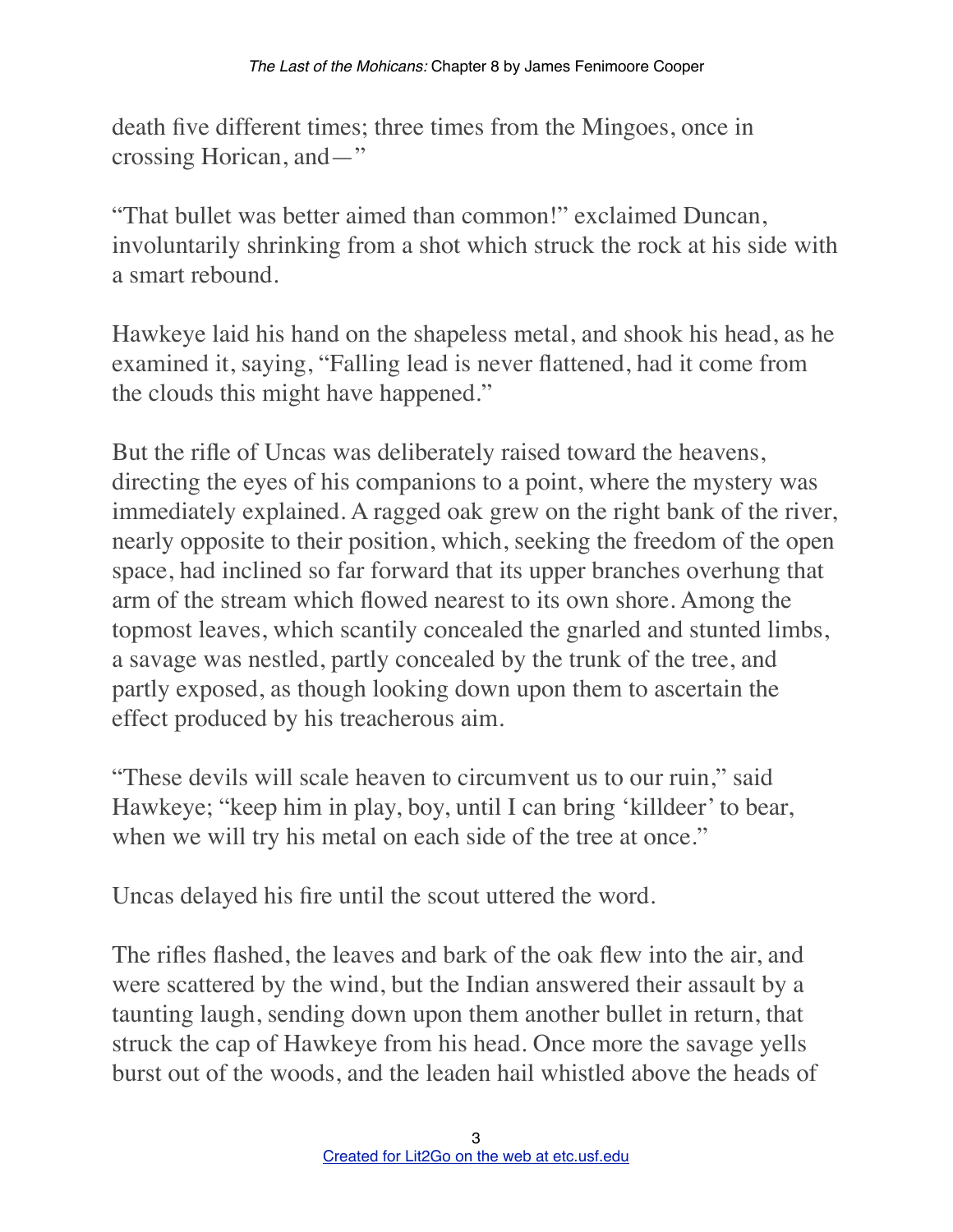death five different times; three times from the Mingoes, once in crossing Horican, and—"

"That bullet was better aimed than common!" exclaimed Duncan, involuntarily shrinking from a shot which struck the rock at his side with a smart rebound.

Hawkeye laid his hand on the shapeless metal, and shook his head, as he examined it, saying, "Falling lead is never flattened, had it come from the clouds this might have happened."

But the rifle of Uncas was deliberately raised toward the heavens, directing the eyes of his companions to a point, where the mystery was immediately explained. A ragged oak grew on the right bank of the river, nearly opposite to their position, which, seeking the freedom of the open space, had inclined so far forward that its upper branches overhung that arm of the stream which flowed nearest to its own shore. Among the topmost leaves, which scantily concealed the gnarled and stunted limbs, a savage was nestled, partly concealed by the trunk of the tree, and partly exposed, as though looking down upon them to ascertain the effect produced by his treacherous aim.

"These devils will scale heaven to circumvent us to our ruin," said Hawkeye; "keep him in play, boy, until I can bring 'killdeer' to bear, when we will try his metal on each side of the tree at once."

Uncas delayed his fire until the scout uttered the word.

The rifles flashed, the leaves and bark of the oak flew into the air, and were scattered by the wind, but the Indian answered their assault by a taunting laugh, sending down upon them another bullet in return, that struck the cap of Hawkeye from his head. Once more the savage yells burst out of the woods, and the leaden hail whistled above the heads of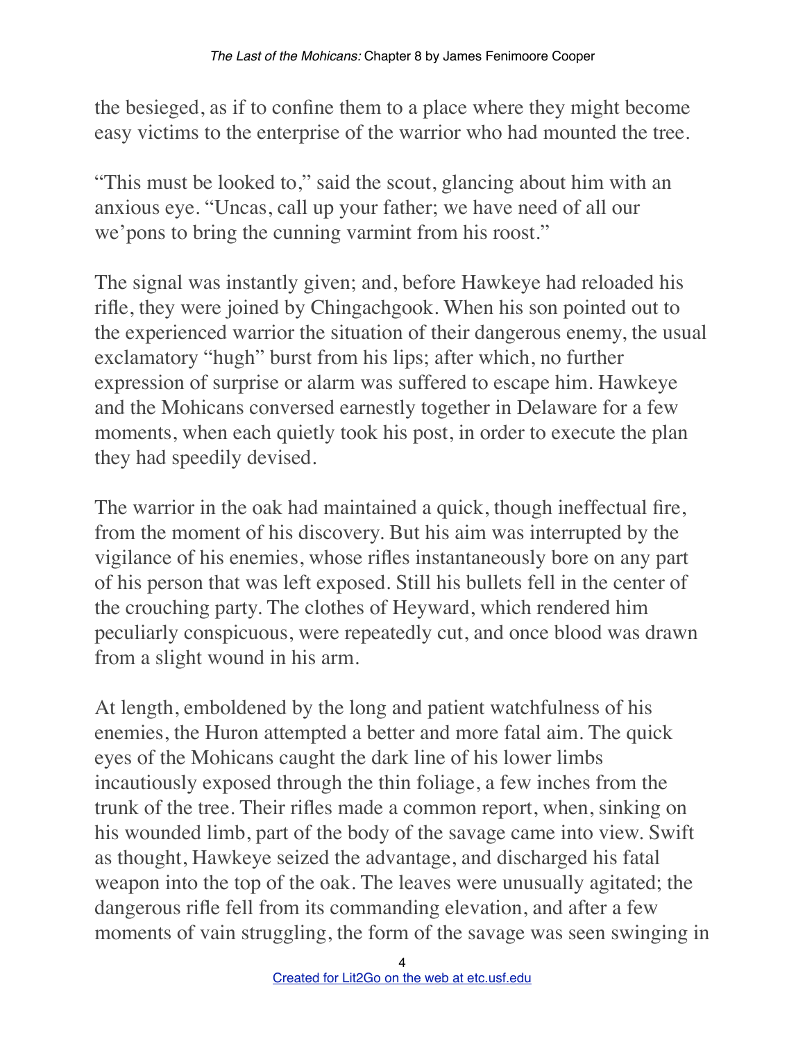the besieged, as if to confine them to a place where they might become easy victims to the enterprise of the warrior who had mounted the tree.

"This must be looked to," said the scout, glancing about him with an anxious eye. "Uncas, call up your father; we have need of all our we'pons to bring the cunning varmint from his roost."

The signal was instantly given; and, before Hawkeye had reloaded his rifle, they were joined by Chingachgook. When his son pointed out to the experienced warrior the situation of their dangerous enemy, the usual exclamatory "hugh" burst from his lips; after which, no further expression of surprise or alarm was suffered to escape him. Hawkeye and the Mohicans conversed earnestly together in Delaware for a few moments, when each quietly took his post, in order to execute the plan they had speedily devised.

The warrior in the oak had maintained a quick, though ineffectual fire, from the moment of his discovery. But his aim was interrupted by the vigilance of his enemies, whose rifles instantaneously bore on any part of his person that was left exposed. Still his bullets fell in the center of the crouching party. The clothes of Heyward, which rendered him peculiarly conspicuous, were repeatedly cut, and once blood was drawn from a slight wound in his arm.

At length, emboldened by the long and patient watchfulness of his enemies, the Huron attempted a better and more fatal aim. The quick eyes of the Mohicans caught the dark line of his lower limbs incautiously exposed through the thin foliage, a few inches from the trunk of the tree. Their rifles made a common report, when, sinking on his wounded limb, part of the body of the savage came into view. Swift as thought, Hawkeye seized the advantage, and discharged his fatal weapon into the top of the oak. The leaves were unusually agitated; the dangerous rifle fell from its commanding elevation, and after a few moments of vain struggling, the form of the savage was seen swinging in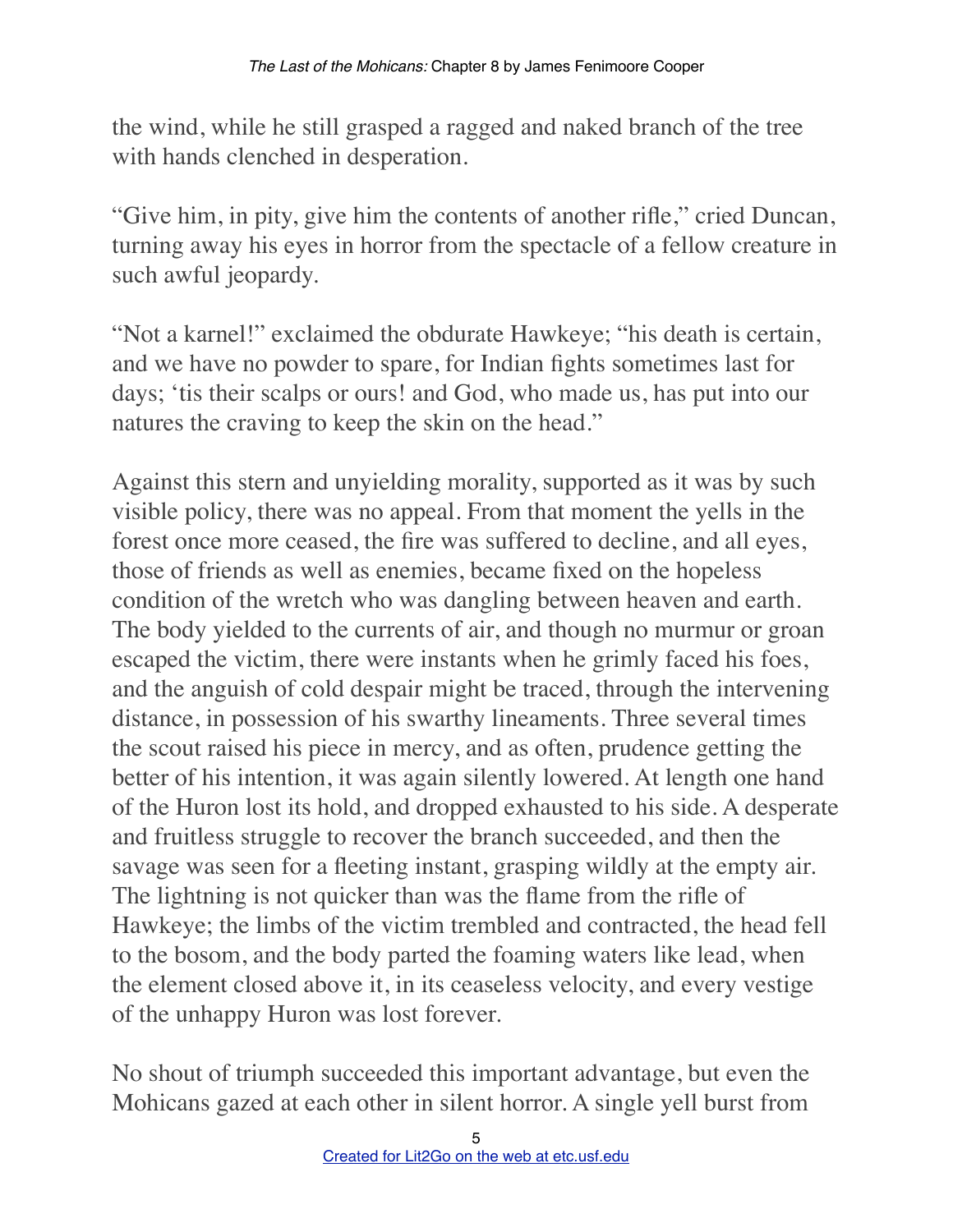the wind, while he still grasped a ragged and naked branch of the tree with hands clenched in desperation.

"Give him, in pity, give him the contents of another rifle," cried Duncan, turning away his eyes in horror from the spectacle of a fellow creature in such awful jeopardy.

"Not a karnel!" exclaimed the obdurate Hawkeye; "his death is certain, and we have no powder to spare, for Indian fights sometimes last for days; 'tis their scalps or ours! and God, who made us, has put into our natures the craving to keep the skin on the head."

Against this stern and unyielding morality, supported as it was by such visible policy, there was no appeal. From that moment the yells in the forest once more ceased, the fire was suffered to decline, and all eyes, those of friends as well as enemies, became fixed on the hopeless condition of the wretch who was dangling between heaven and earth. The body yielded to the currents of air, and though no murmur or groan escaped the victim, there were instants when he grimly faced his foes, and the anguish of cold despair might be traced, through the intervening distance, in possession of his swarthy lineaments. Three several times the scout raised his piece in mercy, and as often, prudence getting the better of his intention, it was again silently lowered. At length one hand of the Huron lost its hold, and dropped exhausted to his side. A desperate and fruitless struggle to recover the branch succeeded, and then the savage was seen for a fleeting instant, grasping wildly at the empty air. The lightning is not quicker than was the flame from the rifle of Hawkeye; the limbs of the victim trembled and contracted, the head fell to the bosom, and the body parted the foaming waters like lead, when the element closed above it, in its ceaseless velocity, and every vestige of the unhappy Huron was lost forever.

No shout of triumph succeeded this important advantage, but even the Mohicans gazed at each other in silent horror. A single yell burst from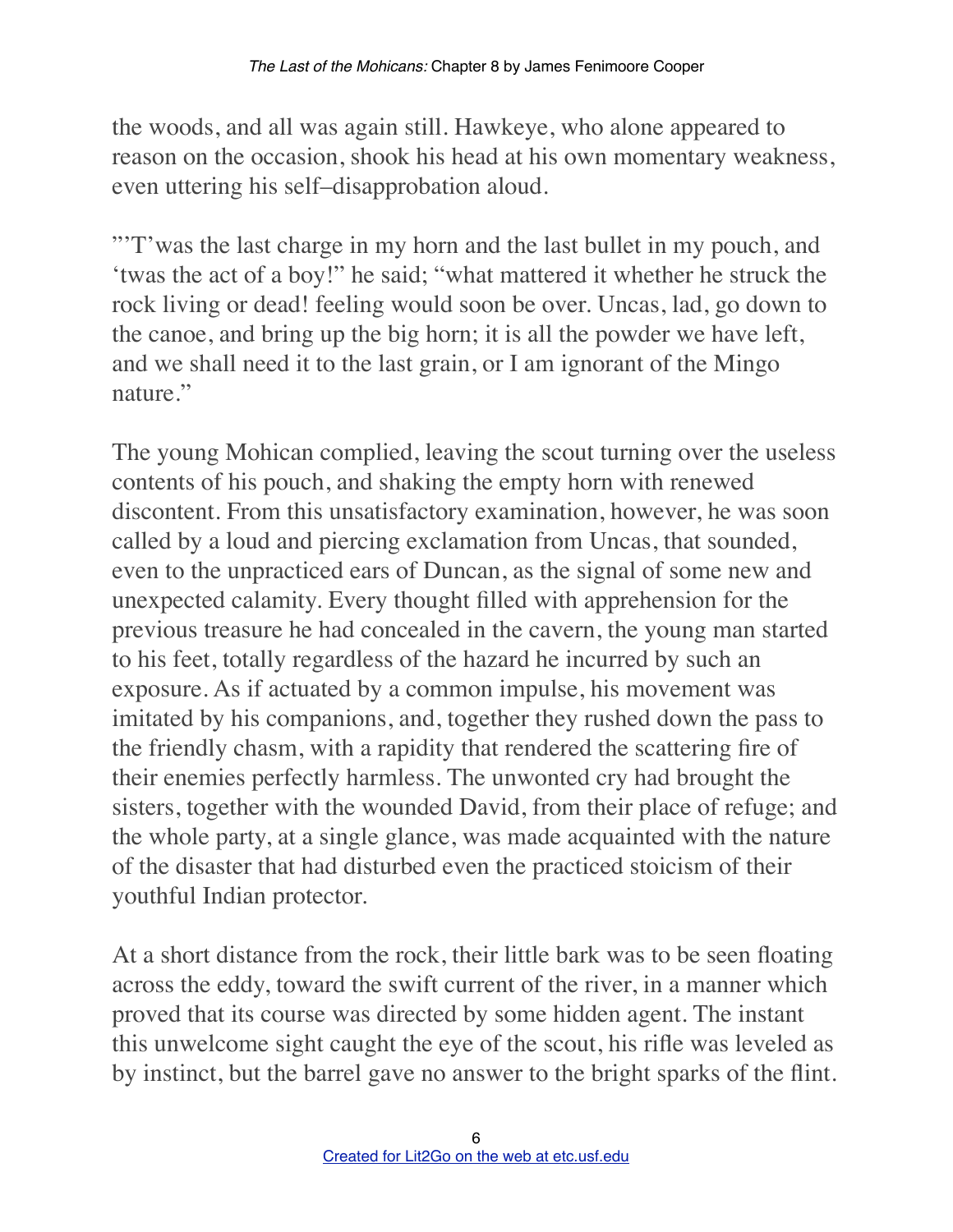the woods, and all was again still. Hawkeye, who alone appeared to reason on the occasion, shook his head at his own momentary weakness, even uttering his self–disapprobation aloud.

"'T'was the last charge in my horn and the last bullet in my pouch, and 'twas the act of a boy!" he said; "what mattered it whether he struck the rock living or dead! feeling would soon be over. Uncas, lad, go down to the canoe, and bring up the big horn; it is all the powder we have left, and we shall need it to the last grain, or I am ignorant of the Mingo nature."

The young Mohican complied, leaving the scout turning over the useless contents of his pouch, and shaking the empty horn with renewed discontent. From this unsatisfactory examination, however, he was soon called by a loud and piercing exclamation from Uncas, that sounded, even to the unpracticed ears of Duncan, as the signal of some new and unexpected calamity. Every thought filled with apprehension for the previous treasure he had concealed in the cavern, the young man started to his feet, totally regardless of the hazard he incurred by such an exposure. As if actuated by a common impulse, his movement was imitated by his companions, and, together they rushed down the pass to the friendly chasm, with a rapidity that rendered the scattering fire of their enemies perfectly harmless. The unwonted cry had brought the sisters, together with the wounded David, from their place of refuge; and the whole party, at a single glance, was made acquainted with the nature of the disaster that had disturbed even the practiced stoicism of their youthful Indian protector.

At a short distance from the rock, their little bark was to be seen floating across the eddy, toward the swift current of the river, in a manner which proved that its course was directed by some hidden agent. The instant this unwelcome sight caught the eye of the scout, his rifle was leveled as by instinct, but the barrel gave no answer to the bright sparks of the flint.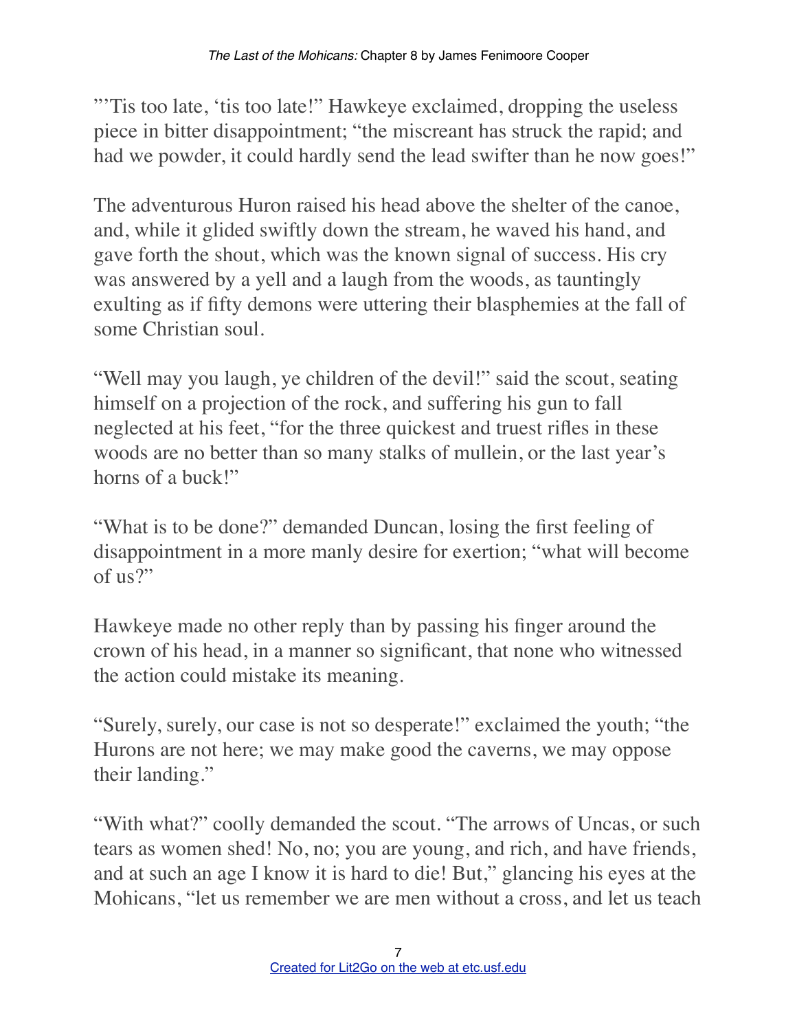"'Tis too late, 'tis too late!" Hawkeye exclaimed, dropping the useless piece in bitter disappointment; "the miscreant has struck the rapid; and had we powder, it could hardly send the lead swifter than he now goes!"

The adventurous Huron raised his head above the shelter of the canoe, and, while it glided swiftly down the stream, he waved his hand, and gave forth the shout, which was the known signal of success. His cry was answered by a yell and a laugh from the woods, as tauntingly exulting as if fifty demons were uttering their blasphemies at the fall of some Christian soul.

"Well may you laugh, ye children of the devil!" said the scout, seating himself on a projection of the rock, and suffering his gun to fall neglected at his feet, "for the three quickest and truest rifles in these woods are no better than so many stalks of mullein, or the last year's horns of a buck!"

"What is to be done?" demanded Duncan, losing the first feeling of disappointment in a more manly desire for exertion; "what will become of us?"

Hawkeye made no other reply than by passing his finger around the crown of his head, in a manner so significant, that none who witnessed the action could mistake its meaning.

"Surely, surely, our case is not so desperate!" exclaimed the youth; "the Hurons are not here; we may make good the caverns, we may oppose their landing."

"With what?" coolly demanded the scout. "The arrows of Uncas, or such tears as women shed! No, no; you are young, and rich, and have friends, and at such an age I know it is hard to die! But," glancing his eyes at the Mohicans, "let us remember we are men without a cross, and let us teach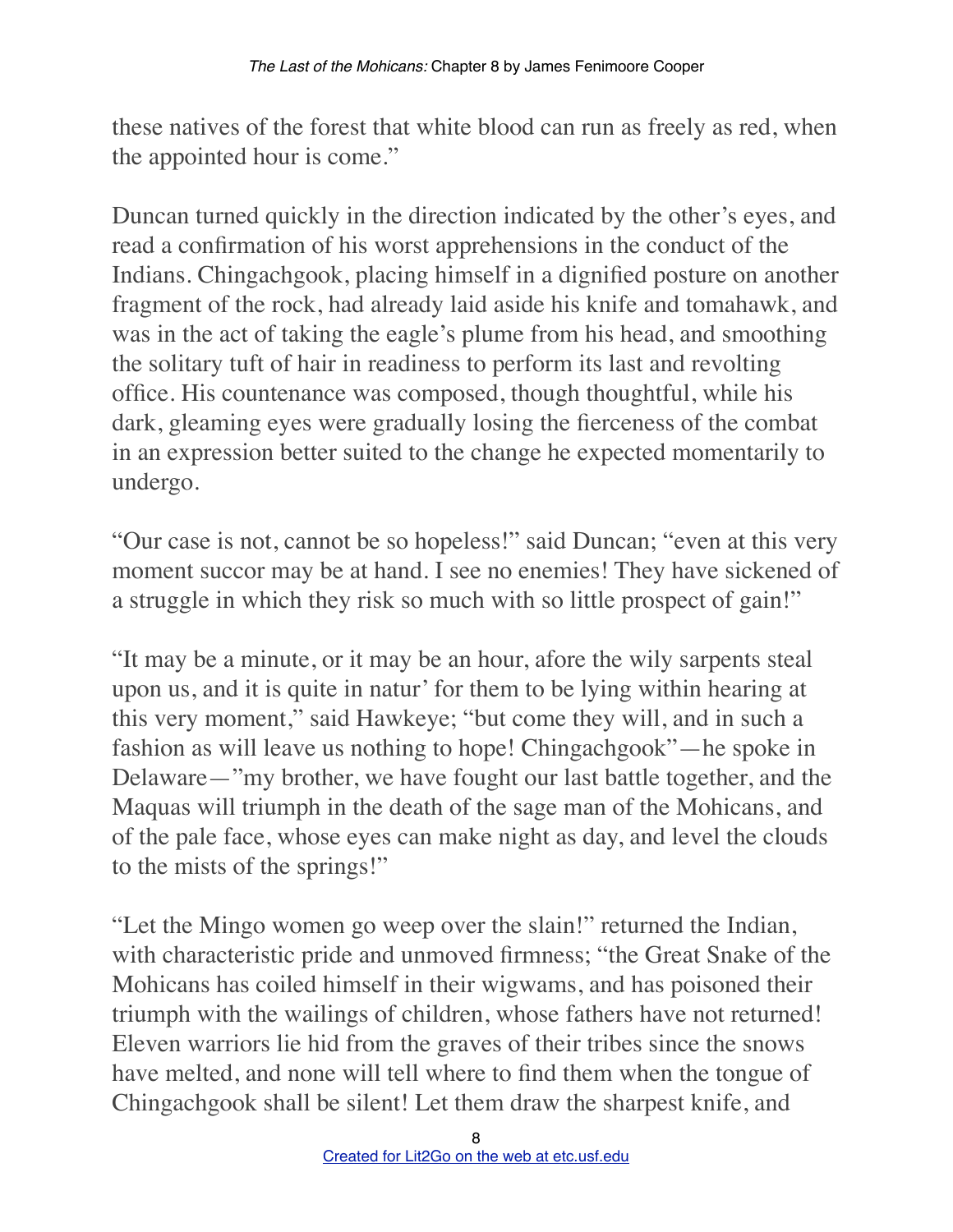these natives of the forest that white blood can run as freely as red, when the appointed hour is come."

Duncan turned quickly in the direction indicated by the other's eyes, and read a confirmation of his worst apprehensions in the conduct of the Indians. Chingachgook, placing himself in a dignified posture on another fragment of the rock, had already laid aside his knife and tomahawk, and was in the act of taking the eagle's plume from his head, and smoothing the solitary tuft of hair in readiness to perform its last and revolting office. His countenance was composed, though thoughtful, while his dark, gleaming eyes were gradually losing the fierceness of the combat in an expression better suited to the change he expected momentarily to undergo.

"Our case is not, cannot be so hopeless!" said Duncan; "even at this very moment succor may be at hand. I see no enemies! They have sickened of a struggle in which they risk so much with so little prospect of gain!"

"It may be a minute, or it may be an hour, afore the wily sarpents steal upon us, and it is quite in natur' for them to be lying within hearing at this very moment," said Hawkeye; "but come they will, and in such a fashion as will leave us nothing to hope! Chingachgook"—he spoke in Delaware—"my brother, we have fought our last battle together, and the Maquas will triumph in the death of the sage man of the Mohicans, and of the pale face, whose eyes can make night as day, and level the clouds to the mists of the springs!"

"Let the Mingo women go weep over the slain!" returned the Indian, with characteristic pride and unmoved firmness; "the Great Snake of the Mohicans has coiled himself in their wigwams, and has poisoned their triumph with the wailings of children, whose fathers have not returned! Eleven warriors lie hid from the graves of their tribes since the snows have melted, and none will tell where to find them when the tongue of Chingachgook shall be silent! Let them draw the sharpest knife, and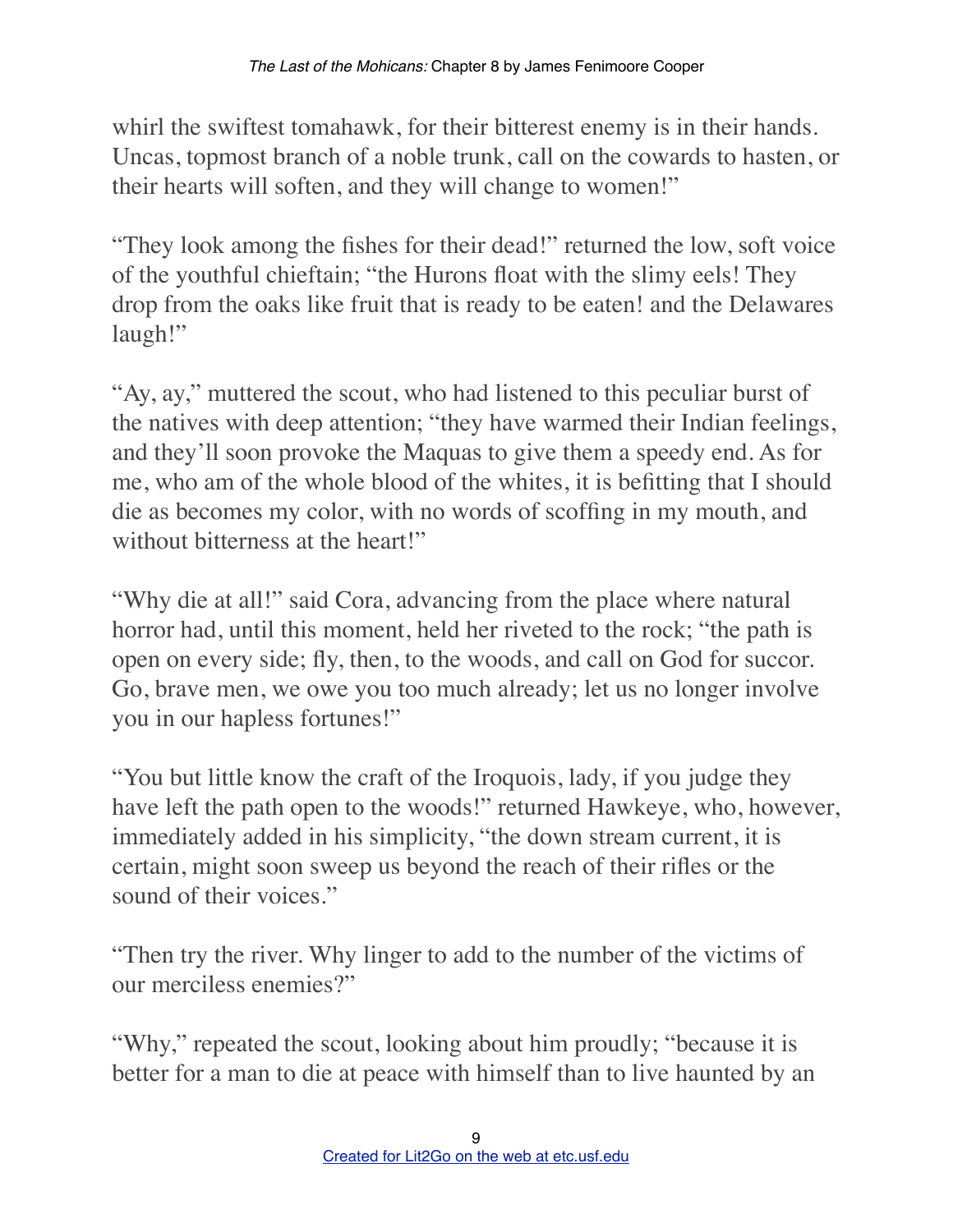whirl the swiftest tomahawk, for their bitterest enemy is in their hands. Uncas, topmost branch of a noble trunk, call on the cowards to hasten, or their hearts will soften, and they will change to women!"

"They look among the fishes for their dead!" returned the low, soft voice of the youthful chieftain; "the Hurons float with the slimy eels! They drop from the oaks like fruit that is ready to be eaten! and the Delawares laugh!"

"Ay, ay," muttered the scout, who had listened to this peculiar burst of the natives with deep attention; "they have warmed their Indian feelings, and they'll soon provoke the Maquas to give them a speedy end. As for me, who am of the whole blood of the whites, it is befitting that I should die as becomes my color, with no words of scoffing in my mouth, and without bitterness at the heart!"

"Why die at all!" said Cora, advancing from the place where natural horror had, until this moment, held her riveted to the rock; "the path is open on every side; fly, then, to the woods, and call on God for succor. Go, brave men, we owe you too much already; let us no longer involve you in our hapless fortunes!"

"You but little know the craft of the Iroquois, lady, if you judge they have left the path open to the woods!" returned Hawkeye, who, however, immediately added in his simplicity, "the down stream current, it is certain, might soon sweep us beyond the reach of their rifles or the sound of their voices."

"Then try the river. Why linger to add to the number of the victims of our merciless enemies?"

"Why," repeated the scout, looking about him proudly; "because it is better for a man to die at peace with himself than to live haunted by an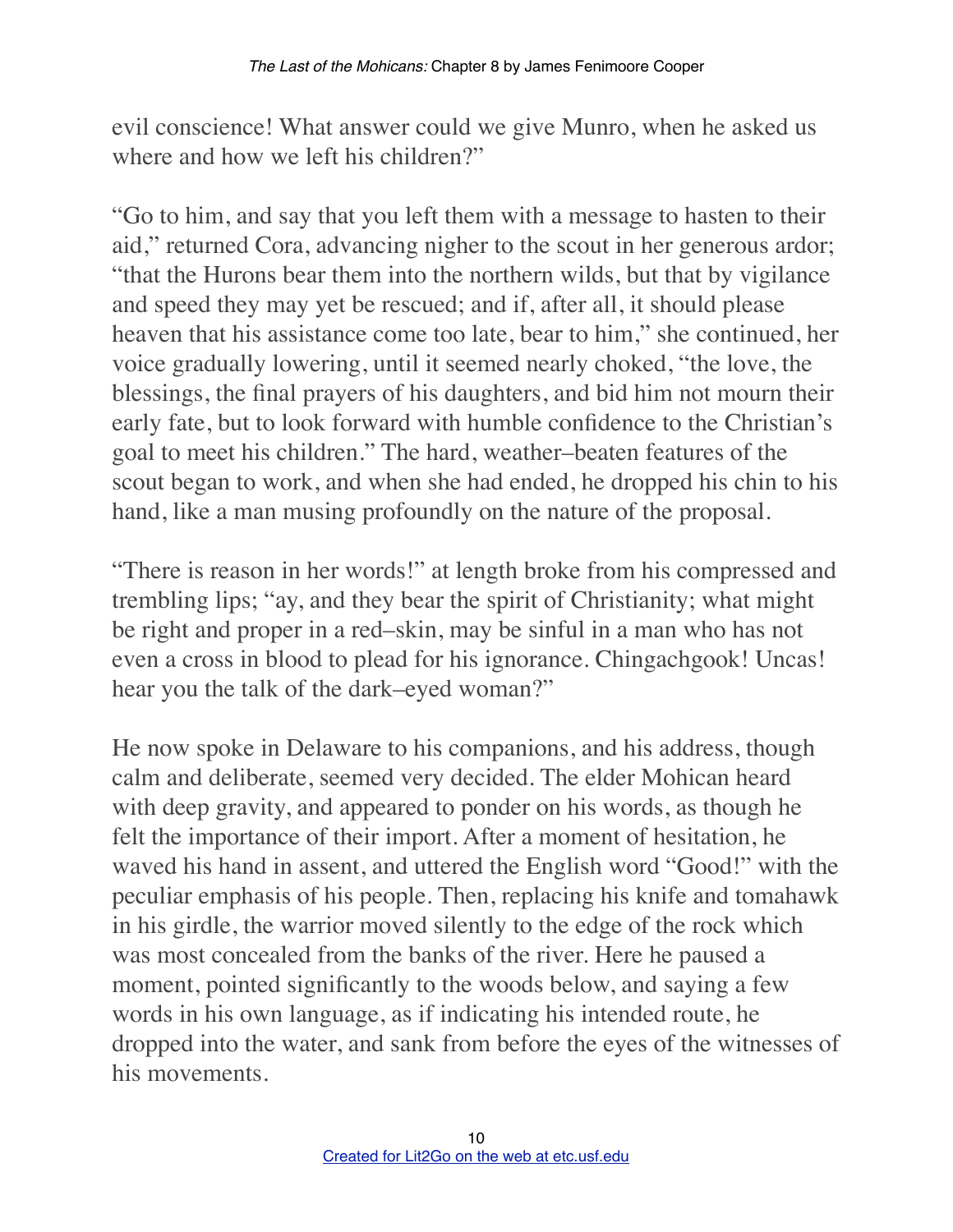evil conscience! What answer could we give Munro, when he asked us where and how we left his children?"

"Go to him, and say that you left them with a message to hasten to their aid," returned Cora, advancing nigher to the scout in her generous ardor; "that the Hurons bear them into the northern wilds, but that by vigilance and speed they may yet be rescued; and if, after all, it should please heaven that his assistance come too late, bear to him," she continued, her voice gradually lowering, until it seemed nearly choked, "the love, the blessings, the final prayers of his daughters, and bid him not mourn their early fate, but to look forward with humble confidence to the Christian's goal to meet his children." The hard, weather–beaten features of the scout began to work, and when she had ended, he dropped his chin to his hand, like a man musing profoundly on the nature of the proposal.

"There is reason in her words!" at length broke from his compressed and trembling lips; "ay, and they bear the spirit of Christianity; what might be right and proper in a red–skin, may be sinful in a man who has not even a cross in blood to plead for his ignorance. Chingachgook! Uncas! hear you the talk of the dark–eyed woman?"

He now spoke in Delaware to his companions, and his address, though calm and deliberate, seemed very decided. The elder Mohican heard with deep gravity, and appeared to ponder on his words, as though he felt the importance of their import. After a moment of hesitation, he waved his hand in assent, and uttered the English word "Good!" with the peculiar emphasis of his people. Then, replacing his knife and tomahawk in his girdle, the warrior moved silently to the edge of the rock which was most concealed from the banks of the river. Here he paused a moment, pointed significantly to the woods below, and saying a few words in his own language, as if indicating his intended route, he dropped into the water, and sank from before the eyes of the witnesses of his movements.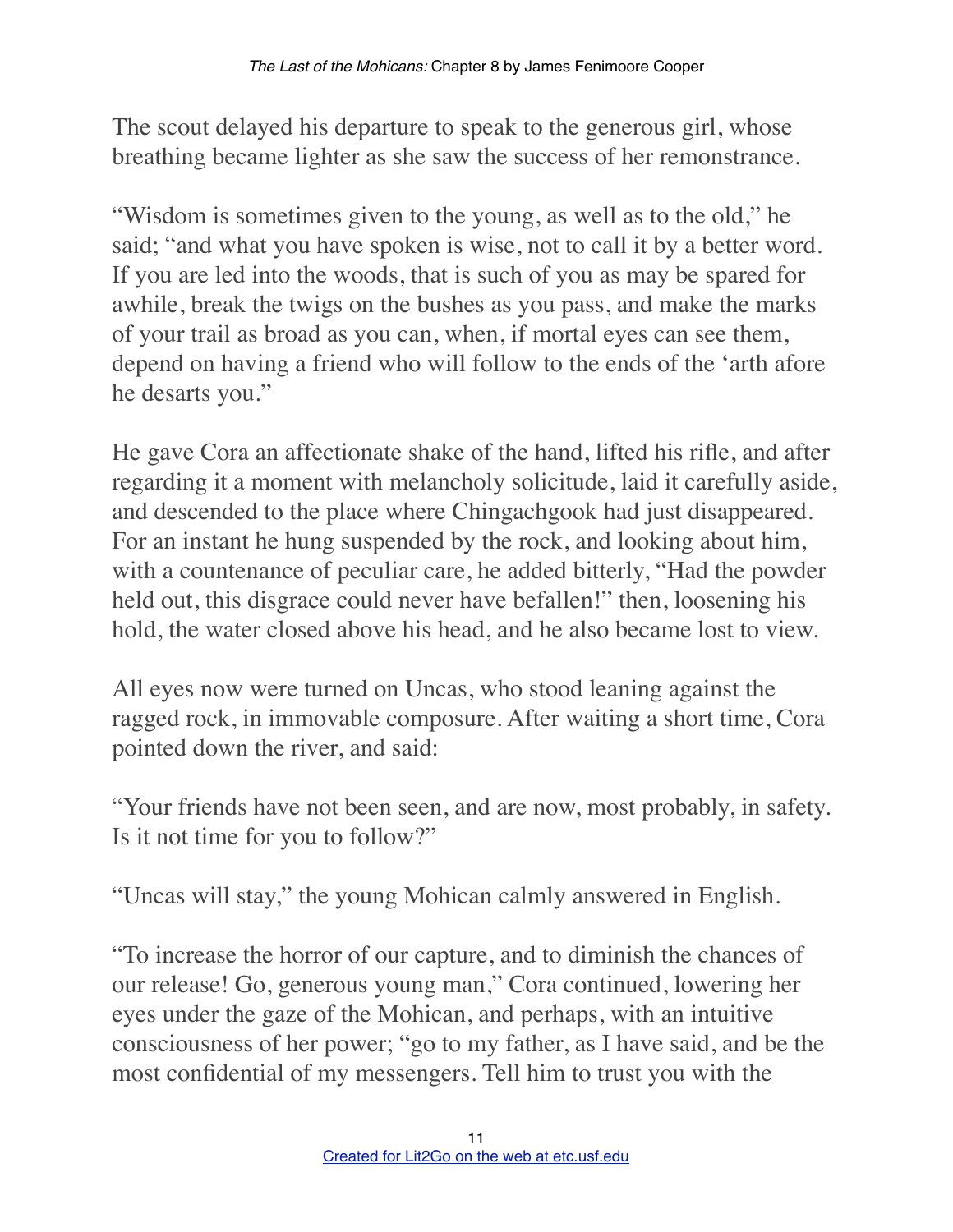The scout delayed his departure to speak to the generous girl, whose breathing became lighter as she saw the success of her remonstrance.

"Wisdom is sometimes given to the young, as well as to the old," he said; "and what you have spoken is wise, not to call it by a better word. If you are led into the woods, that is such of you as may be spared for awhile, break the twigs on the bushes as you pass, and make the marks of your trail as broad as you can, when, if mortal eyes can see them, depend on having a friend who will follow to the ends of the 'arth afore he desarts you."

He gave Cora an affectionate shake of the hand, lifted his rifle, and after regarding it a moment with melancholy solicitude, laid it carefully aside, and descended to the place where Chingachgook had just disappeared. For an instant he hung suspended by the rock, and looking about him, with a countenance of peculiar care, he added bitterly, "Had the powder held out, this disgrace could never have befallen!" then, loosening his hold, the water closed above his head, and he also became lost to view.

All eyes now were turned on Uncas, who stood leaning against the ragged rock, in immovable composure. After waiting a short time, Cora pointed down the river, and said:

"Your friends have not been seen, and are now, most probably, in safety. Is it not time for you to follow?"

"Uncas will stay," the young Mohican calmly answered in English.

"To increase the horror of our capture, and to diminish the chances of our release! Go, generous young man," Cora continued, lowering her eyes under the gaze of the Mohican, and perhaps, with an intuitive consciousness of her power; "go to my father, as I have said, and be the most confidential of my messengers. Tell him to trust you with the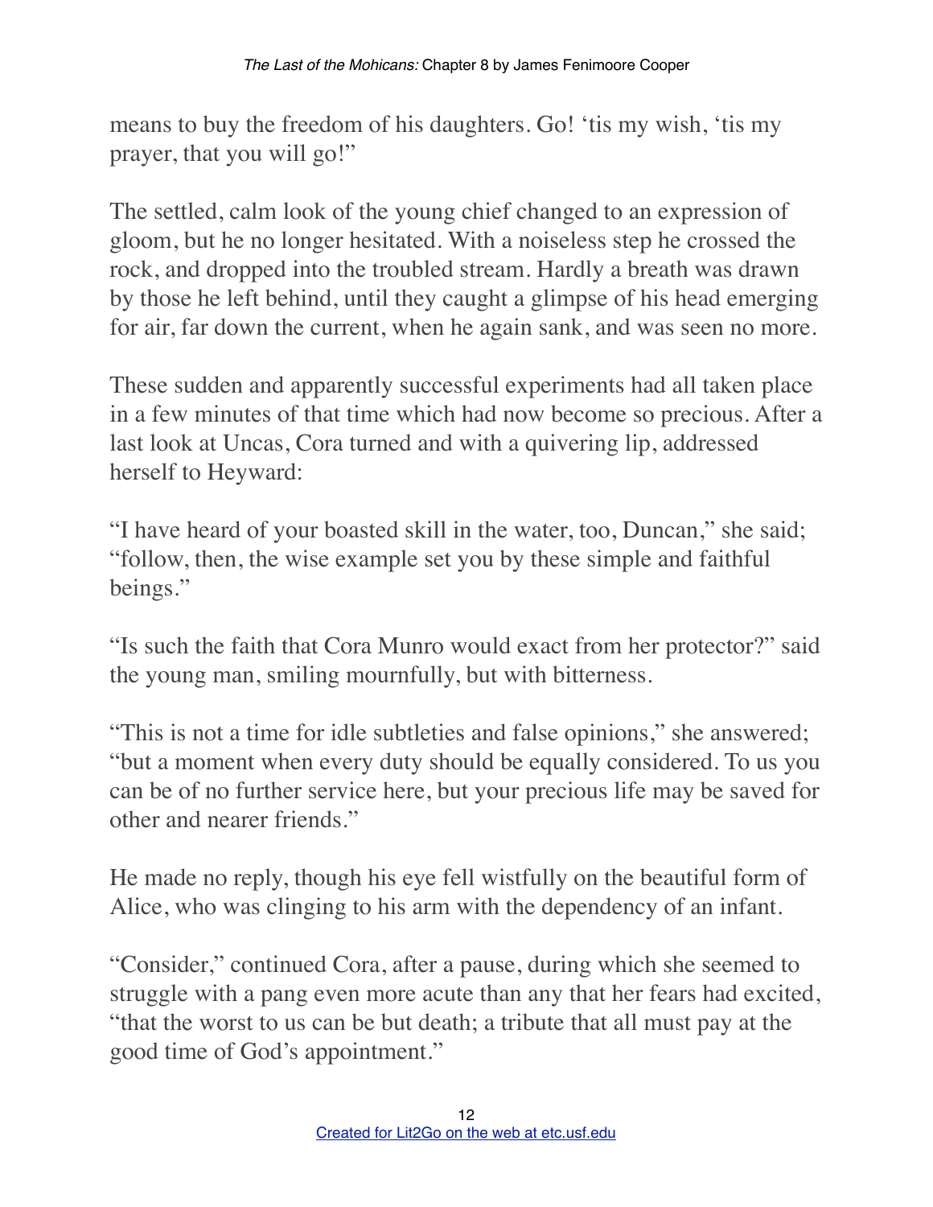means to buy the freedom of his daughters. Go! 'tis my wish, 'tis my prayer, that you will go!"

The settled, calm look of the young chief changed to an expression of gloom, but he no longer hesitated. With a noiseless step he crossed the rock, and dropped into the troubled stream. Hardly a breath was drawn by those he left behind, until they caught a glimpse of his head emerging for air, far down the current, when he again sank, and was seen no more.

These sudden and apparently successful experiments had all taken place in a few minutes of that time which had now become so precious. After a last look at Uncas, Cora turned and with a quivering lip, addressed herself to Heyward:

"I have heard of your boasted skill in the water, too, Duncan," she said; "follow, then, the wise example set you by these simple and faithful beings."

"Is such the faith that Cora Munro would exact from her protector?" said the young man, smiling mournfully, but with bitterness.

"This is not a time for idle subtleties and false opinions," she answered; "but a moment when every duty should be equally considered. To us you can be of no further service here, but your precious life may be saved for other and nearer friends."

He made no reply, though his eye fell wistfully on the beautiful form of Alice, who was clinging to his arm with the dependency of an infant.

"Consider," continued Cora, after a pause, during which she seemed to struggle with a pang even more acute than any that her fears had excited, "that the worst to us can be but death; a tribute that all must pay at the good time of God's appointment."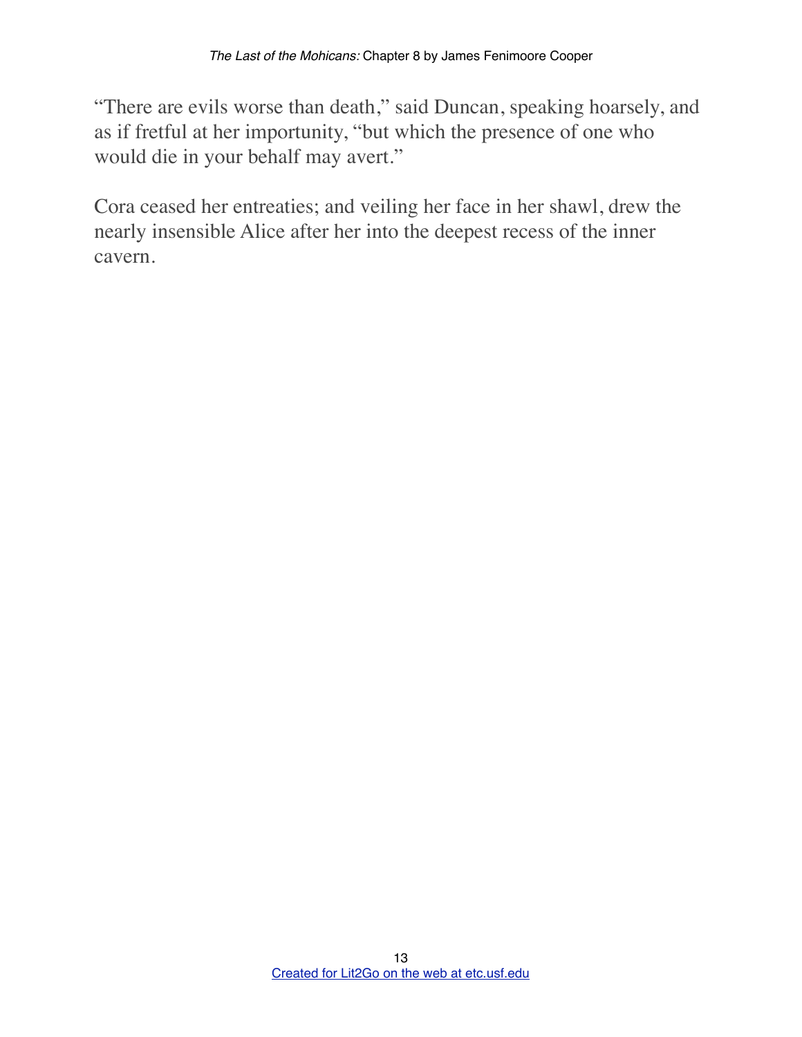"There are evils worse than death," said Duncan, speaking hoarsely, and as if fretful at her importunity, "but which the presence of one who would die in your behalf may avert."

Cora ceased her entreaties; and veiling her face in her shawl, drew the nearly insensible Alice after her into the deepest recess of the inner cavern.